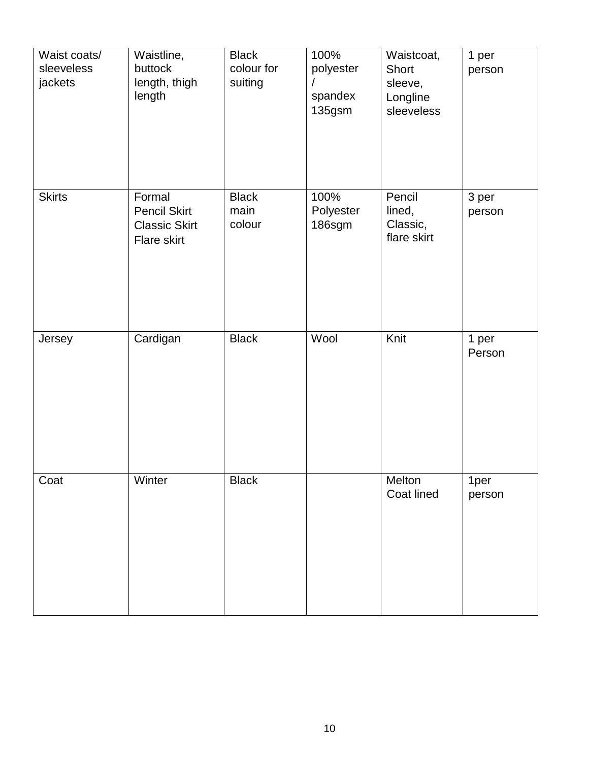| Waist coats/ sleeveless jackets | Waistline, buttock length, thigh length | Black colour for suiting | 100% polyester / spandex 135gsm | Waistcoat, Short sleeve, Longline sleeveless | 1 per person |
|---|---|---|---|---|---|
| Skirts | Formal Pencil Skirt Classic Skirt Flare skirt | Black main colour | 100% Polyester 186sgm | Pencil lined, Classic, flare skirt | 3 per person |
| Jersey | Cardigan | Black | Wool | Knit | 1 per Person |
| Coat | Winter | Black | | Melton Coat lined | 1per person |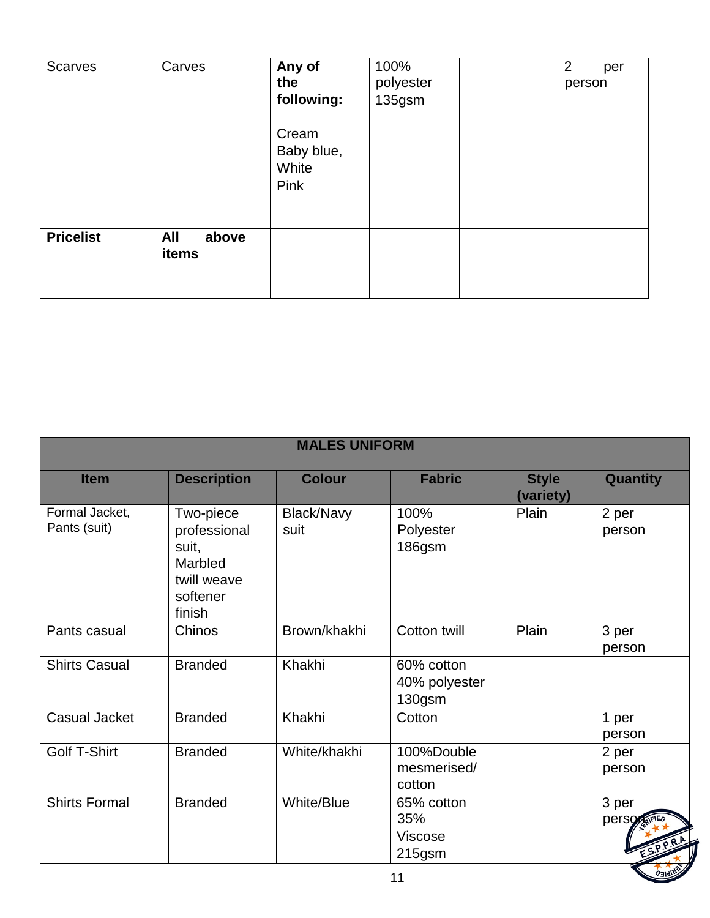| Scarves | Carves | **Any of the following:**<br><br>Cream<br>Baby blue,<br>White<br>Pink | 100% polyester 135gsm | | 2 per person |
|---|---|---|---|---|---|
| **Pricelist** | **All above items** | | | | |

| **MALES UNIFORM** | | | | | |
|---|---|---|---|---|---|
| **Item** | **Description** | **Colour** | **Fabric** | **Style (variety)** | **Quantity** |
| Formal Jacket, Pants (suit) | Two-piece professional suit, Marbled twill weave softener finish | Black/Navy suit | 100% Polyester 186gsm | Plain | 2 per person |
| Pants casual | Chinos | Brown/khakhi | Cotton twill | Plain | 3 per person |
| Shirts Casual | Branded | Khakhi | 60% cotton 40% polyester 130gsm | | |
| Casual Jacket | Branded | Khakhi | Cotton | | 1 per person |
| Golf T-Shirt | Branded | White/khakhi | 100%Double mesmerised/ cotton | | 2 per person |
| Shirts Formal | Branded | White/Blue | 65% cotton 35% Viscose 215gsm | | 3 per person |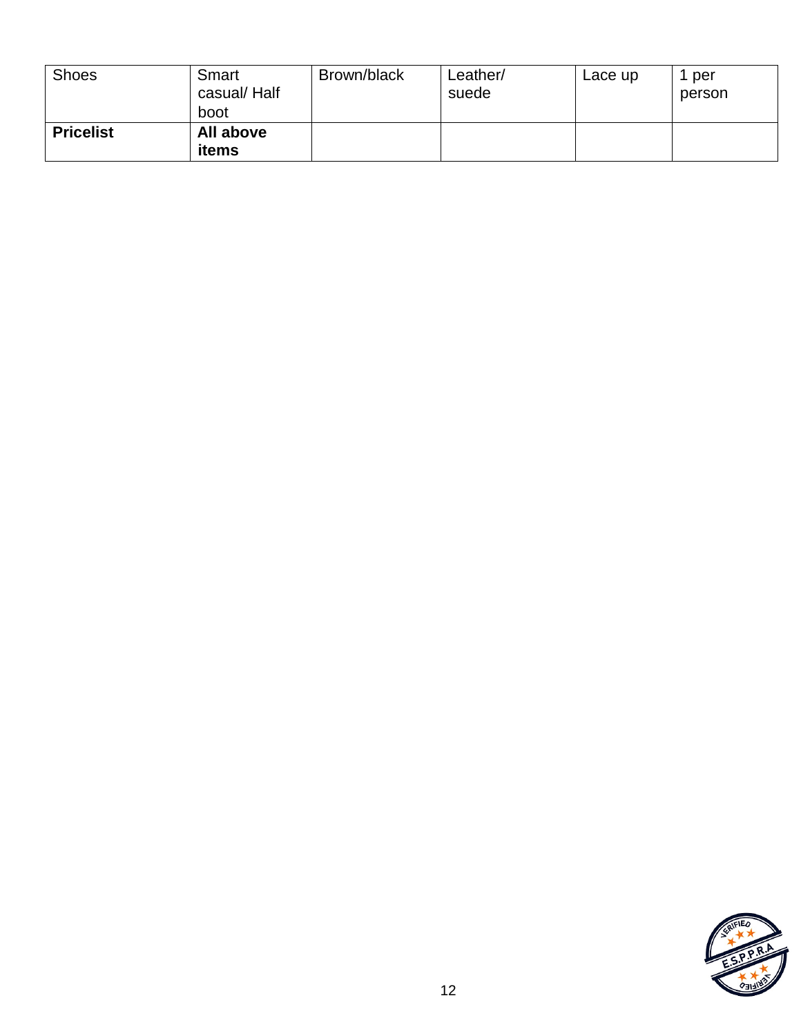| Shoes | Smart casual/ Half boot | Brown/black | Leather/ suede | Lace up | 1 per person |
|---|---|---|---|---|---|
| **Pricelist** | **All above items** | | | | |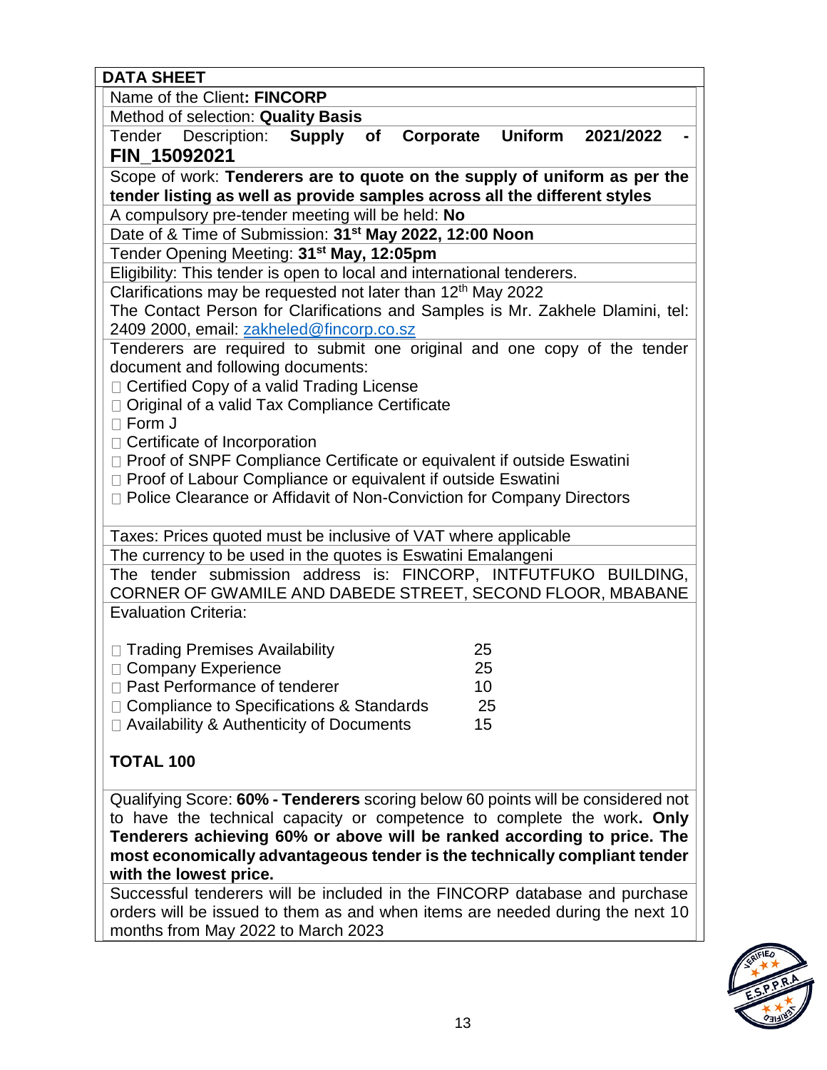## DATA SHEET

Name of the Client**: FINCORP**

Method of selection: **Quality Basis**

Tender Description: **Supply of Corporate Uniform 2021/2022 - FIN_15092021**

Scope of work: **Tenderers are to quote on the supply of uniform as per the tender listing as well as provide samples across all the different styles**

A compulsory pre-tender meeting will be held: **No**

Date of & Time of Submission: **31st May 2022, 12:00 Noon**

Tender Opening Meeting: **31st May, 12:05pm**

Eligibility: This tender is open to local and international tenderers.

Clarifications may be requested not later than 12th May 2022

The Contact Person for Clarifications and Samples is Mr. Zakhele Dlamini, tel: 2409 2000, email: zakheled@fincorp.co.sz

Tenderers are required to submit one original and one copy of the tender document and following documents:

- Certified Copy of a valid Trading License
- Original of a valid Tax Compliance Certificate
- Form J
- Certificate of Incorporation
- Proof of SNPF Compliance Certificate or equivalent if outside Eswatini
- Proof of Labour Compliance or equivalent if outside Eswatini
- Police Clearance or Affidavit of Non-Conviction for Company Directors

Taxes: Prices quoted must be inclusive of VAT where applicable

The currency to be used in the quotes is Eswatini Emalangeni

The tender submission address is: FINCORP, INTFUTFUKO BUILDING, CORNER OF GWAMILE AND DABEDE STREET, SECOND FLOOR, MBABANE

Evaluation Criteria:

| Criteria | Points |
|---|---|
| Trading Premises Availability | 25 |
| Company Experience | 25 |
| Past Performance of tenderer | 10 |
| Compliance to Specifications & Standards | 25 |
| Availability & Authenticity of Documents | 15 |

**TOTAL 100**

Qualifying Score: **60% - Tenderers** scoring below 60 points will be considered not to have the technical capacity or competence to complete the work**. Only Tenderers achieving 60% or above will be ranked according to price. The most economically advantageous tender is the technically compliant tender with the lowest price.**

Successful tenderers will be included in the FINCORP database and purchase orders will be issued to them as and when items are needed during the next 10 months from May 2022 to March 2023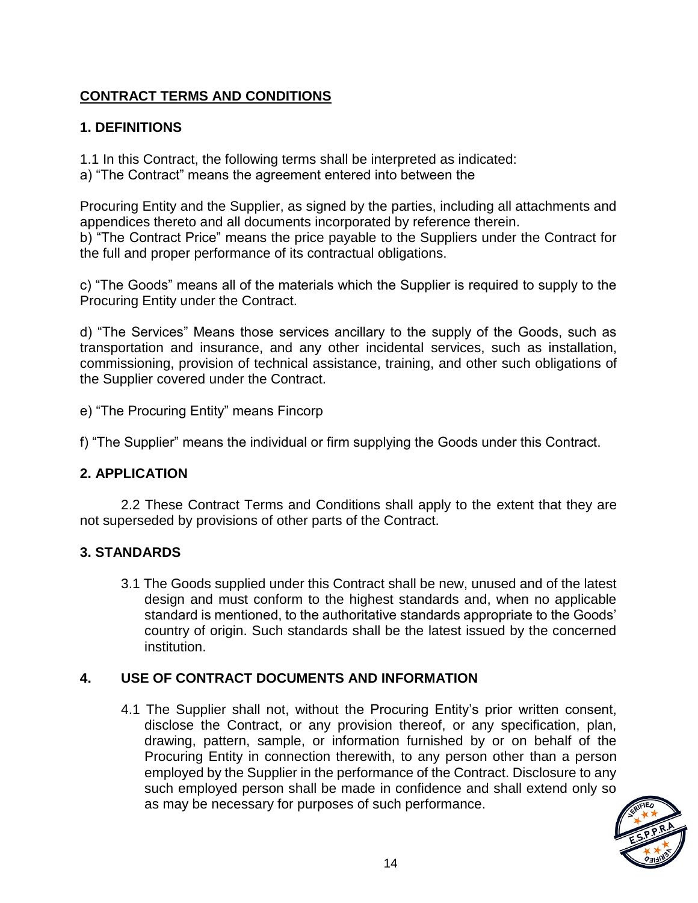## CONTRACT TERMS AND CONDITIONS

### 1. DEFINITIONS

1.1 In this Contract, the following terms shall be interpreted as indicated:

a) "The Contract" means the agreement entered into between the

Procuring Entity and the Supplier, as signed by the parties, including all attachments and appendices thereto and all documents incorporated by reference therein.

b) "The Contract Price" means the price payable to the Suppliers under the Contract for the full and proper performance of its contractual obligations.

c) "The Goods" means all of the materials which the Supplier is required to supply to the Procuring Entity under the Contract.

d) "The Services" Means those services ancillary to the supply of the Goods, such as transportation and insurance, and any other incidental services, such as installation, commissioning, provision of technical assistance, training, and other such obligations of the Supplier covered under the Contract.

e) "The Procuring Entity" means Fincorp

f) "The Supplier" means the individual or firm supplying the Goods under this Contract.

### 2. APPLICATION

2.2 These Contract Terms and Conditions shall apply to the extent that they are not superseded by provisions of other parts of the Contract.

### 3. STANDARDS

3.1 The Goods supplied under this Contract shall be new, unused and of the latest design and must conform to the highest standards and, when no applicable standard is mentioned, to the authoritative standards appropriate to the Goods' country of origin. Such standards shall be the latest issued by the concerned institution.

### 4. USE OF CONTRACT DOCUMENTS AND INFORMATION

4.1 The Supplier shall not, without the Procuring Entity's prior written consent, disclose the Contract, or any provision thereof, or any specification, plan, drawing, pattern, sample, or information furnished by or on behalf of the Procuring Entity in connection therewith, to any person other than a person employed by the Supplier in the performance of the Contract. Disclosure to any such employed person shall be made in confidence and shall extend only so as may be necessary for purposes of such performance.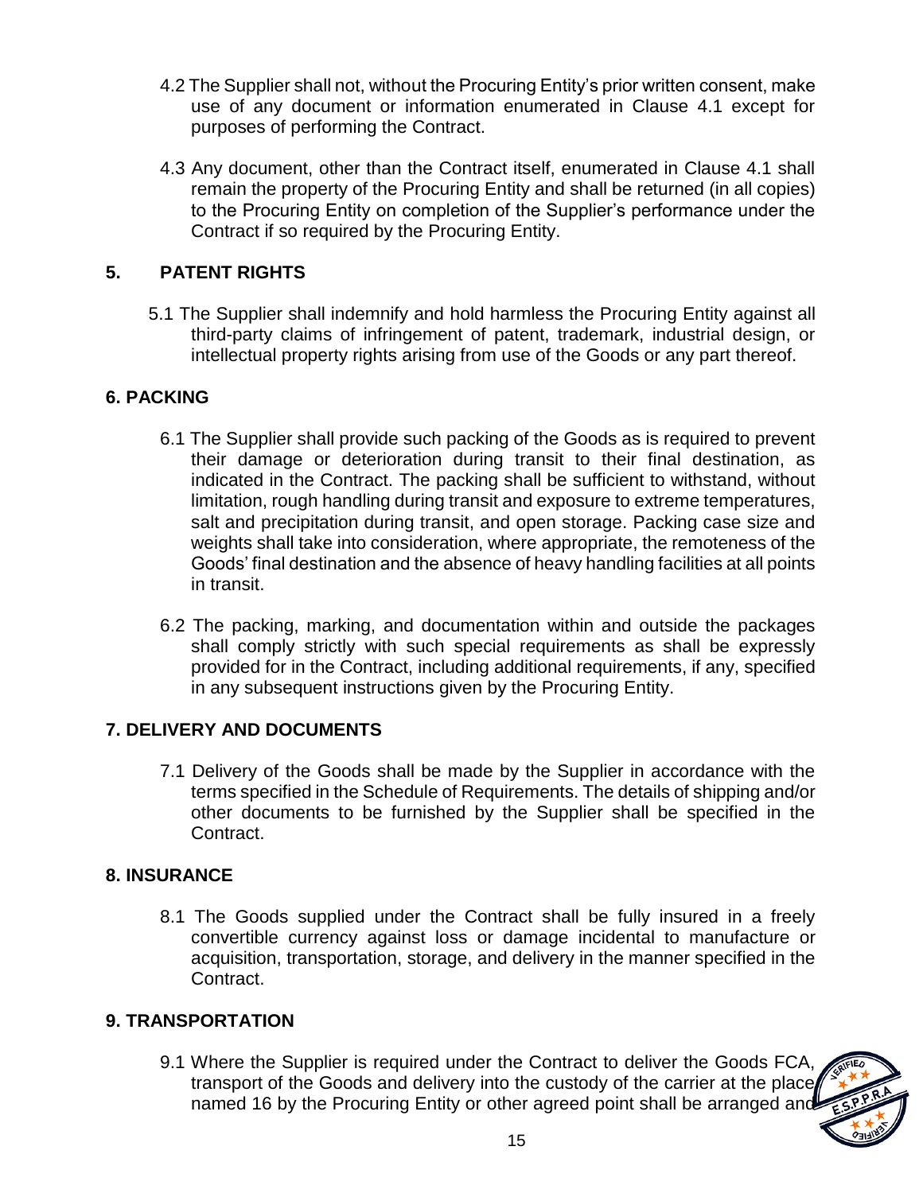4.2 The Supplier shall not, without the Procuring Entity's prior written consent, make use of any document or information enumerated in Clause 4.1 except for purposes of performing the Contract.

4.3 Any document, other than the Contract itself, enumerated in Clause 4.1 shall remain the property of the Procuring Entity and shall be returned (in all copies) to the Procuring Entity on completion of the Supplier's performance under the Contract if so required by the Procuring Entity.

## 5. PATENT RIGHTS

5.1 The Supplier shall indemnify and hold harmless the Procuring Entity against all third-party claims of infringement of patent, trademark, industrial design, or intellectual property rights arising from use of the Goods or any part thereof.

## 6. PACKING

6.1 The Supplier shall provide such packing of the Goods as is required to prevent their damage or deterioration during transit to their final destination, as indicated in the Contract. The packing shall be sufficient to withstand, without limitation, rough handling during transit and exposure to extreme temperatures, salt and precipitation during transit, and open storage. Packing case size and weights shall take into consideration, where appropriate, the remoteness of the Goods' final destination and the absence of heavy handling facilities at all points in transit.

6.2 The packing, marking, and documentation within and outside the packages shall comply strictly with such special requirements as shall be expressly provided for in the Contract, including additional requirements, if any, specified in any subsequent instructions given by the Procuring Entity.

## 7. DELIVERY AND DOCUMENTS

7.1 Delivery of the Goods shall be made by the Supplier in accordance with the terms specified in the Schedule of Requirements. The details of shipping and/or other documents to be furnished by the Supplier shall be specified in the Contract.

## 8. INSURANCE

8.1 The Goods supplied under the Contract shall be fully insured in a freely convertible currency against loss or damage incidental to manufacture or acquisition, transportation, storage, and delivery in the manner specified in the Contract.

## 9. TRANSPORTATION

9.1 Where the Supplier is required under the Contract to deliver the Goods FCA, transport of the Goods and delivery into the custody of the carrier at the place named 16 by the Procuring Entity or other agreed point shall be arranged and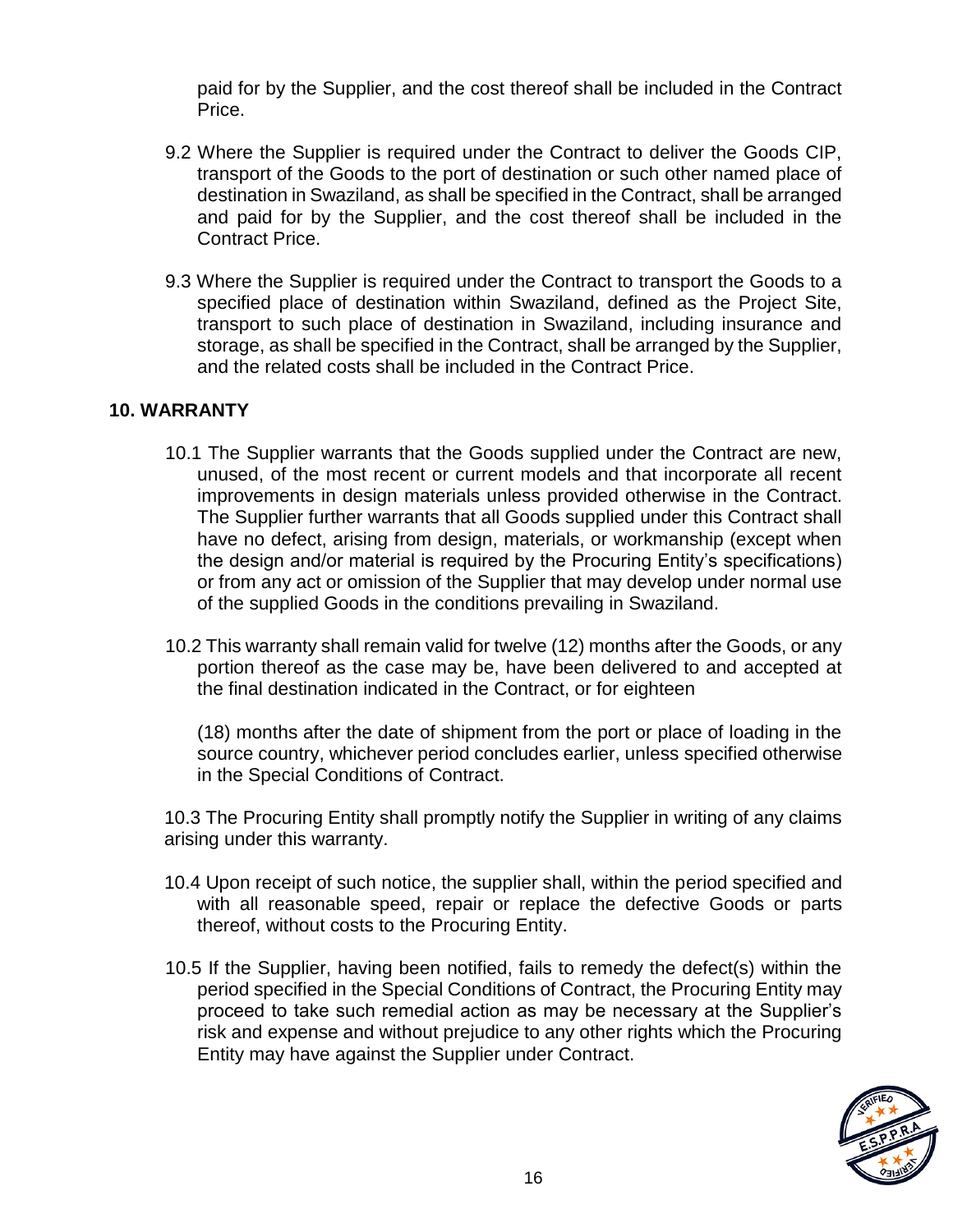paid for by the Supplier, and the cost thereof shall be included in the Contract Price.

9.2 Where the Supplier is required under the Contract to deliver the Goods CIP, transport of the Goods to the port of destination or such other named place of destination in Swaziland, as shall be specified in the Contract, shall be arranged and paid for by the Supplier, and the cost thereof shall be included in the Contract Price.

9.3 Where the Supplier is required under the Contract to transport the Goods to a specified place of destination within Swaziland, defined as the Project Site, transport to such place of destination in Swaziland, including insurance and storage, as shall be specified in the Contract, shall be arranged by the Supplier, and the related costs shall be included in the Contract Price.

## 10. WARRANTY

10.1 The Supplier warrants that the Goods supplied under the Contract are new, unused, of the most recent or current models and that incorporate all recent improvements in design materials unless provided otherwise in the Contract. The Supplier further warrants that all Goods supplied under this Contract shall have no defect, arising from design, materials, or workmanship (except when the design and/or material is required by the Procuring Entity's specifications) or from any act or omission of the Supplier that may develop under normal use of the supplied Goods in the conditions prevailing in Swaziland.

10.2 This warranty shall remain valid for twelve (12) months after the Goods, or any portion thereof as the case may be, have been delivered to and accepted at the final destination indicated in the Contract, or for eighteen

(18) months after the date of shipment from the port or place of loading in the source country, whichever period concludes earlier, unless specified otherwise in the Special Conditions of Contract.

10.3 The Procuring Entity shall promptly notify the Supplier in writing of any claims arising under this warranty.

10.4 Upon receipt of such notice, the supplier shall, within the period specified and with all reasonable speed, repair or replace the defective Goods or parts thereof, without costs to the Procuring Entity.

10.5 If the Supplier, having been notified, fails to remedy the defect(s) within the period specified in the Special Conditions of Contract, the Procuring Entity may proceed to take such remedial action as may be necessary at the Supplier's risk and expense and without prejudice to any other rights which the Procuring Entity may have against the Supplier under Contract.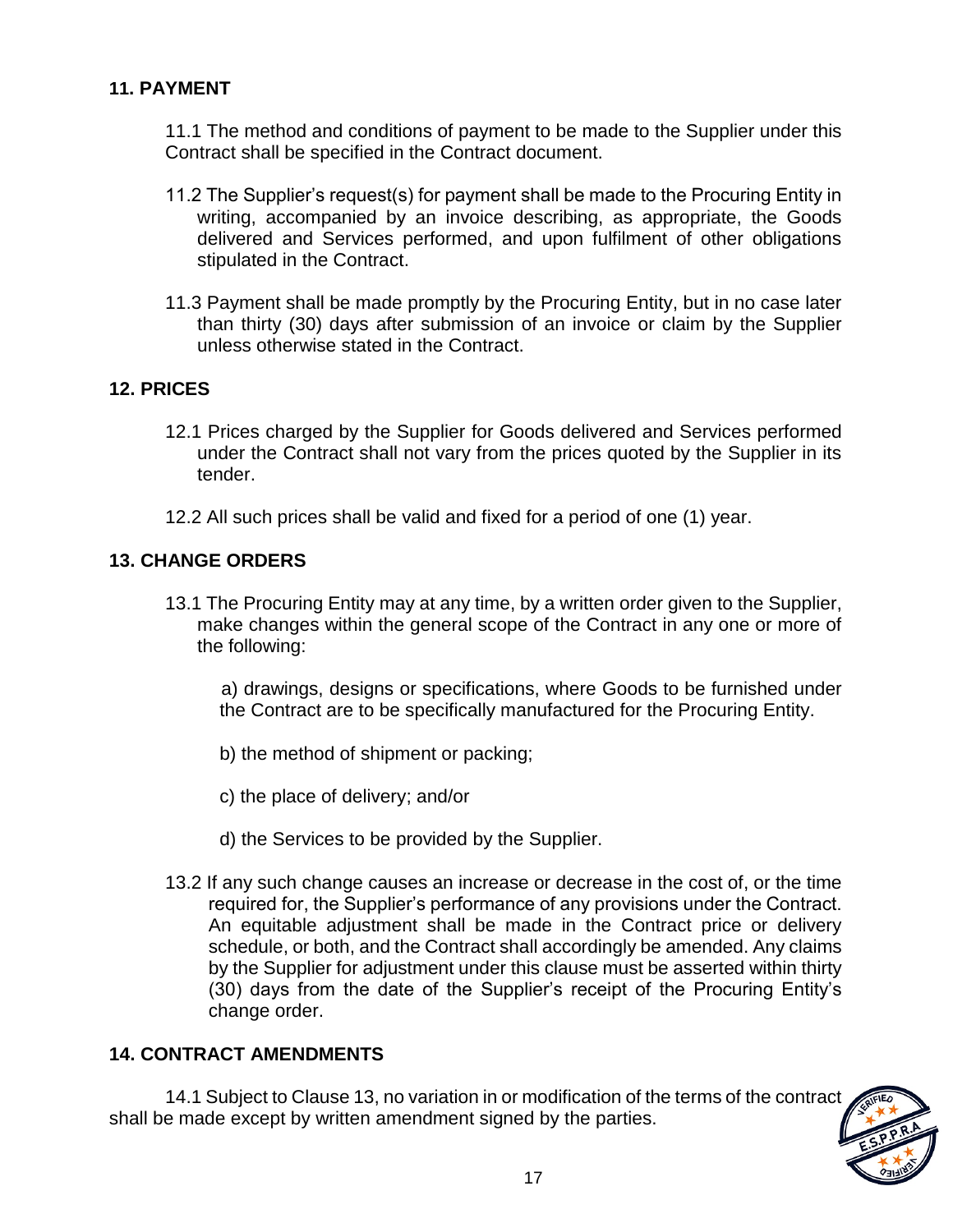## 11. PAYMENT

11.1 The method and conditions of payment to be made to the Supplier under this Contract shall be specified in the Contract document.

11.2 The Supplier's request(s) for payment shall be made to the Procuring Entity in writing, accompanied by an invoice describing, as appropriate, the Goods delivered and Services performed, and upon fulfilment of other obligations stipulated in the Contract.

11.3 Payment shall be made promptly by the Procuring Entity, but in no case later than thirty (30) days after submission of an invoice or claim by the Supplier unless otherwise stated in the Contract.

## 12. PRICES

12.1 Prices charged by the Supplier for Goods delivered and Services performed under the Contract shall not vary from the prices quoted by the Supplier in its tender.

12.2 All such prices shall be valid and fixed for a period of one (1) year.

## 13. CHANGE ORDERS

13.1 The Procuring Entity may at any time, by a written order given to the Supplier, make changes within the general scope of the Contract in any one or more of the following:

a) drawings, designs or specifications, where Goods to be furnished under the Contract are to be specifically manufactured for the Procuring Entity.

b) the method of shipment or packing;

c) the place of delivery; and/or

d) the Services to be provided by the Supplier.

13.2 If any such change causes an increase or decrease in the cost of, or the time required for, the Supplier's performance of any provisions under the Contract. An equitable adjustment shall be made in the Contract price or delivery schedule, or both, and the Contract shall accordingly be amended. Any claims by the Supplier for adjustment under this clause must be asserted within thirty (30) days from the date of the Supplier's receipt of the Procuring Entity's change order.

## 14. CONTRACT AMENDMENTS

14.1 Subject to Clause 13, no variation in or modification of the terms of the contract shall be made except by written amendment signed by the parties.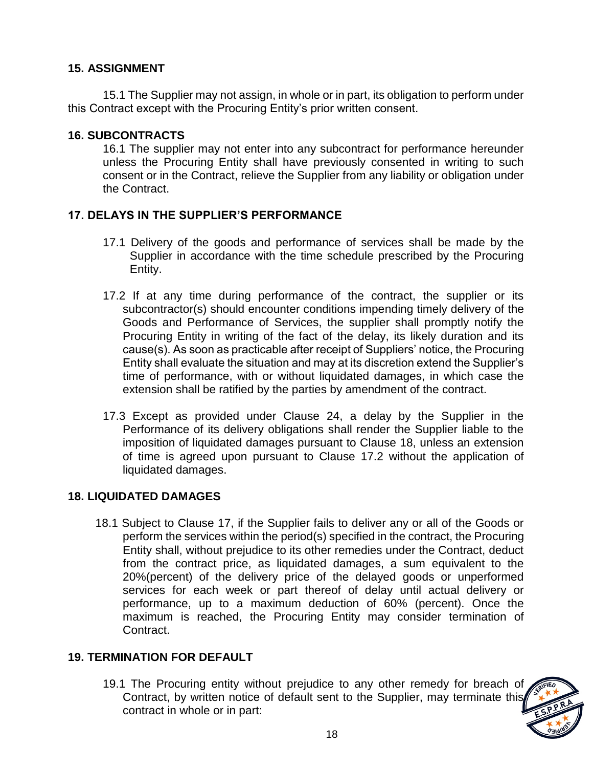## 15. ASSIGNMENT

15.1 The Supplier may not assign, in whole or in part, its obligation to perform under this Contract except with the Procuring Entity's prior written consent.

## 16. SUBCONTRACTS

16.1 The supplier may not enter into any subcontract for performance hereunder unless the Procuring Entity shall have previously consented in writing to such consent or in the Contract, relieve the Supplier from any liability or obligation under the Contract.

## 17. DELAYS IN THE SUPPLIER'S PERFORMANCE

17.1 Delivery of the goods and performance of services shall be made by the Supplier in accordance with the time schedule prescribed by the Procuring Entity.

17.2 If at any time during performance of the contract, the supplier or its subcontractor(s) should encounter conditions impending timely delivery of the Goods and Performance of Services, the supplier shall promptly notify the Procuring Entity in writing of the fact of the delay, its likely duration and its cause(s). As soon as practicable after receipt of Suppliers' notice, the Procuring Entity shall evaluate the situation and may at its discretion extend the Supplier's time of performance, with or without liquidated damages, in which case the extension shall be ratified by the parties by amendment of the contract.

17.3 Except as provided under Clause 24, a delay by the Supplier in the Performance of its delivery obligations shall render the Supplier liable to the imposition of liquidated damages pursuant to Clause 18, unless an extension of time is agreed upon pursuant to Clause 17.2 without the application of liquidated damages.

## 18. LIQUIDATED DAMAGES

18.1 Subject to Clause 17, if the Supplier fails to deliver any or all of the Goods or perform the services within the period(s) specified in the contract, the Procuring Entity shall, without prejudice to its other remedies under the Contract, deduct from the contract price, as liquidated damages, a sum equivalent to the 20%(percent) of the delivery price of the delayed goods or unperformed services for each week or part thereof of delay until actual delivery or performance, up to a maximum deduction of 60% (percent). Once the maximum is reached, the Procuring Entity may consider termination of Contract.

## 19. TERMINATION FOR DEFAULT

19.1 The Procuring entity without prejudice to any other remedy for breach of Contract, by written notice of default sent to the Supplier, may terminate this contract in whole or in part: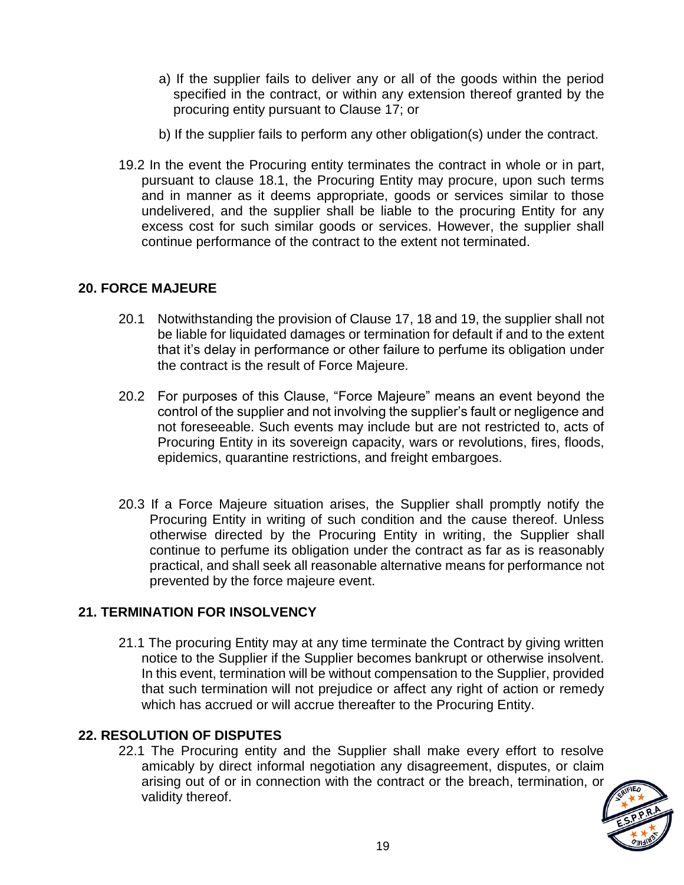a) If the supplier fails to deliver any or all of the goods within the period specified in the contract, or within any extension thereof granted by the procuring entity pursuant to Clause 17; or

b) If the supplier fails to perform any other obligation(s) under the contract.

19.2 In the event the Procuring entity terminates the contract in whole or in part, pursuant to clause 18.1, the Procuring Entity may procure, upon such terms and in manner as it deems appropriate, goods or services similar to those undelivered, and the supplier shall be liable to the procuring Entity for any excess cost for such similar goods or services. However, the supplier shall continue performance of the contract to the extent not terminated.

## 20. FORCE MAJEURE

20.1 Notwithstanding the provision of Clause 17, 18 and 19, the supplier shall not be liable for liquidated damages or termination for default if and to the extent that it's delay in performance or other failure to perfume its obligation under the contract is the result of Force Majeure.

20.2 For purposes of this Clause, "Force Majeure" means an event beyond the control of the supplier and not involving the supplier's fault or negligence and not foreseeable. Such events may include but are not restricted to, acts of Procuring Entity in its sovereign capacity, wars or revolutions, fires, floods, epidemics, quarantine restrictions, and freight embargoes.

20.3 If a Force Majeure situation arises, the Supplier shall promptly notify the Procuring Entity in writing of such condition and the cause thereof. Unless otherwise directed by the Procuring Entity in writing, the Supplier shall continue to perfume its obligation under the contract as far as is reasonably practical, and shall seek all reasonable alternative means for performance not prevented by the force majeure event.

## 21. TERMINATION FOR INSOLVENCY

21.1 The procuring Entity may at any time terminate the Contract by giving written notice to the Supplier if the Supplier becomes bankrupt or otherwise insolvent. In this event, termination will be without compensation to the Supplier, provided that such termination will not prejudice or affect any right of action or remedy which has accrued or will accrue thereafter to the Procuring Entity.

## 22. RESOLUTION OF DISPUTES

22.1 The Procuring entity and the Supplier shall make every effort to resolve amicably by direct informal negotiation any disagreement, disputes, or claim arising out of or in connection with the contract or the breach, termination, or validity thereof.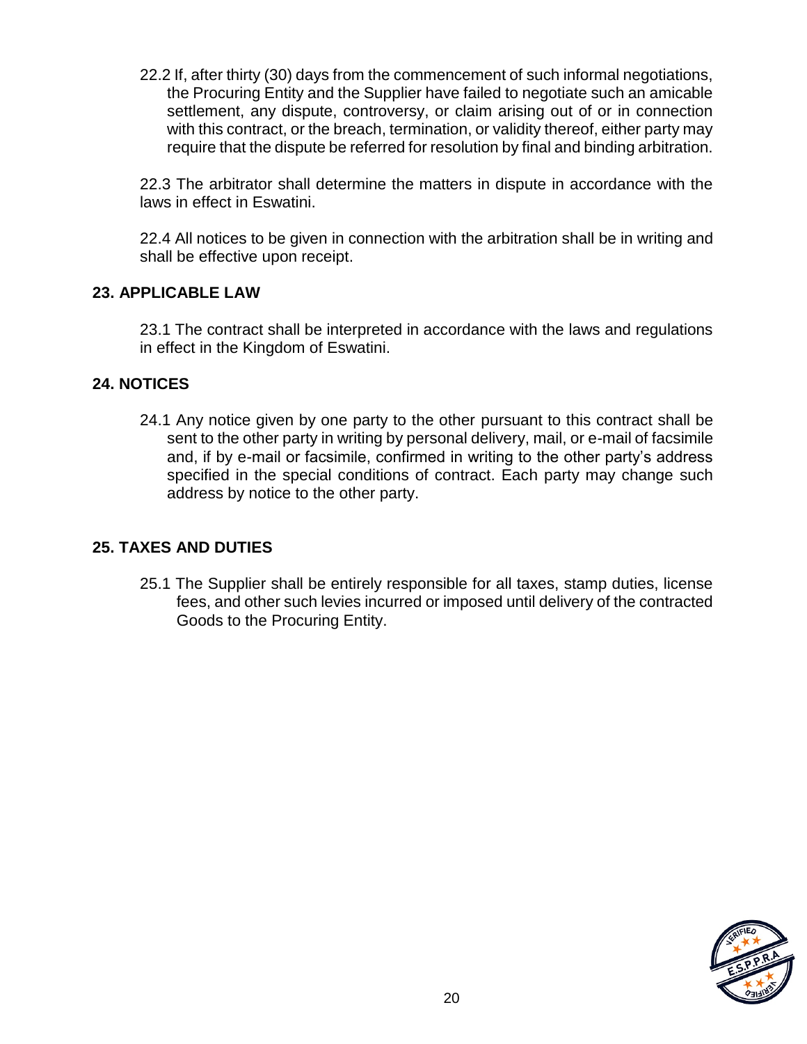22.2 If, after thirty (30) days from the commencement of such informal negotiations, the Procuring Entity and the Supplier have failed to negotiate such an amicable settlement, any dispute, controversy, or claim arising out of or in connection with this contract, or the breach, termination, or validity thereof, either party may require that the dispute be referred for resolution by final and binding arbitration.

22.3 The arbitrator shall determine the matters in dispute in accordance with the laws in effect in Eswatini.

22.4 All notices to be given in connection with the arbitration shall be in writing and shall be effective upon receipt.

## 23. APPLICABLE LAW

23.1 The contract shall be interpreted in accordance with the laws and regulations in effect in the Kingdom of Eswatini.

## 24. NOTICES

24.1 Any notice given by one party to the other pursuant to this contract shall be sent to the other party in writing by personal delivery, mail, or e-mail of facsimile and, if by e-mail or facsimile, confirmed in writing to the other party's address specified in the special conditions of contract. Each party may change such address by notice to the other party.

## 25. TAXES AND DUTIES

25.1 The Supplier shall be entirely responsible for all taxes, stamp duties, license fees, and other such levies incurred or imposed until delivery of the contracted Goods to the Procuring Entity.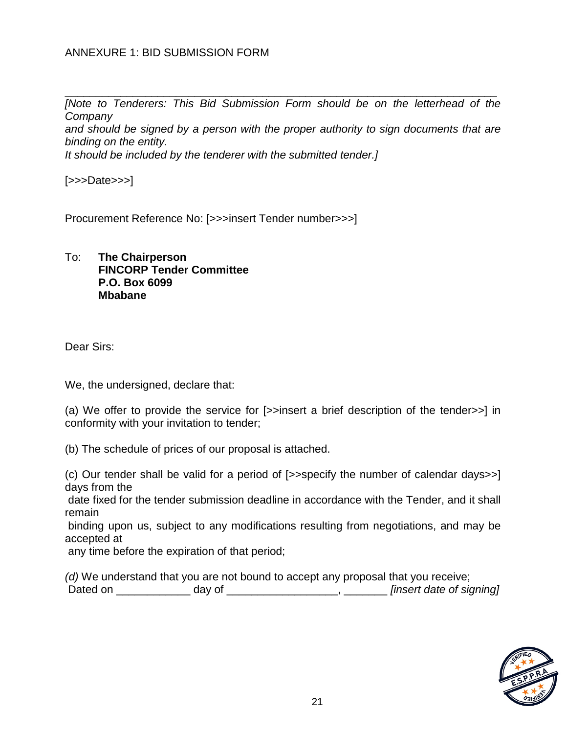ANNEXURE 1: BID SUBMISSION FORM

---

*[Note to Tenderers: This Bid Submission Form should be on the letterhead of the Company and should be signed by a person with the proper authority to sign documents that are binding on the entity. It should be included by the tenderer with the submitted tender.]*

[>>>Date>>>]

Procurement Reference No: [>>>insert Tender number>>>]

To: **The Chairperson**
**FINCORP Tender Committee**
**P.O. Box 6099**
**Mbabane**

Dear Sirs:

We, the undersigned, declare that:

(a) We offer to provide the service for [>>insert a brief description of the tender>>] in conformity with your invitation to tender;

(b) The schedule of prices of our proposal is attached.

(c) Our tender shall be valid for a period of [>>specify the number of calendar days>>] days from the date fixed for the tender submission deadline in accordance with the Tender, and it shall remain binding upon us, subject to any modifications resulting from negotiations, and may be accepted at any time before the expiration of that period;

*(d)* We understand that you are not bound to accept any proposal that you receive;
Dated on ____________ day of __________________, _______ *[insert date of signing]*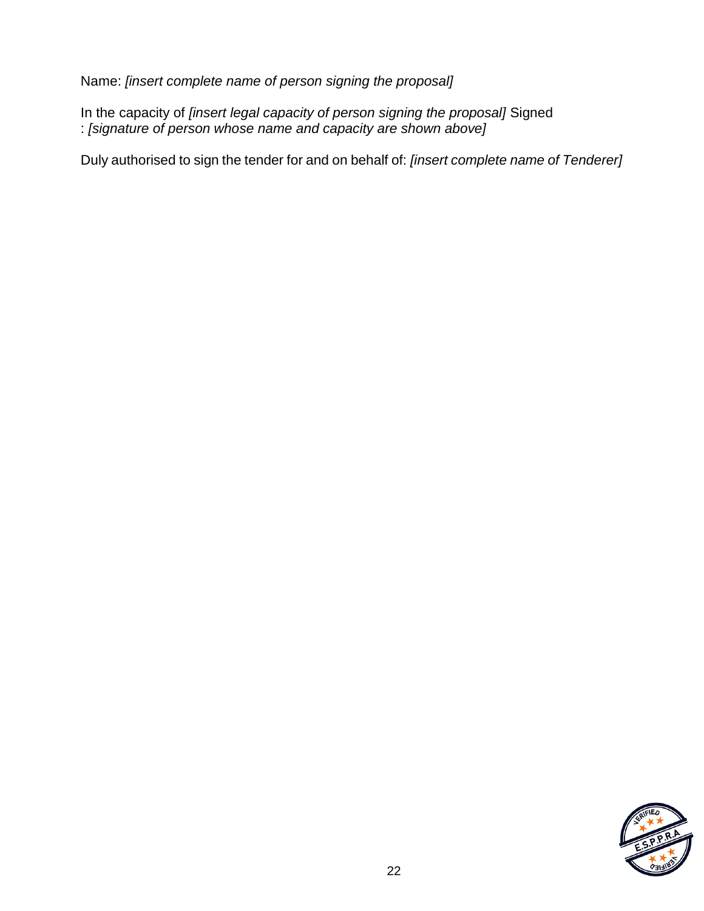Name: *[insert complete name of person signing the proposal]*

In the capacity of *[insert legal capacity of person signing the proposal]* Signed
: *[signature of person whose name and capacity are shown above]*

Duly authorised to sign the tender for and on behalf of: *[insert complete name of Tenderer]*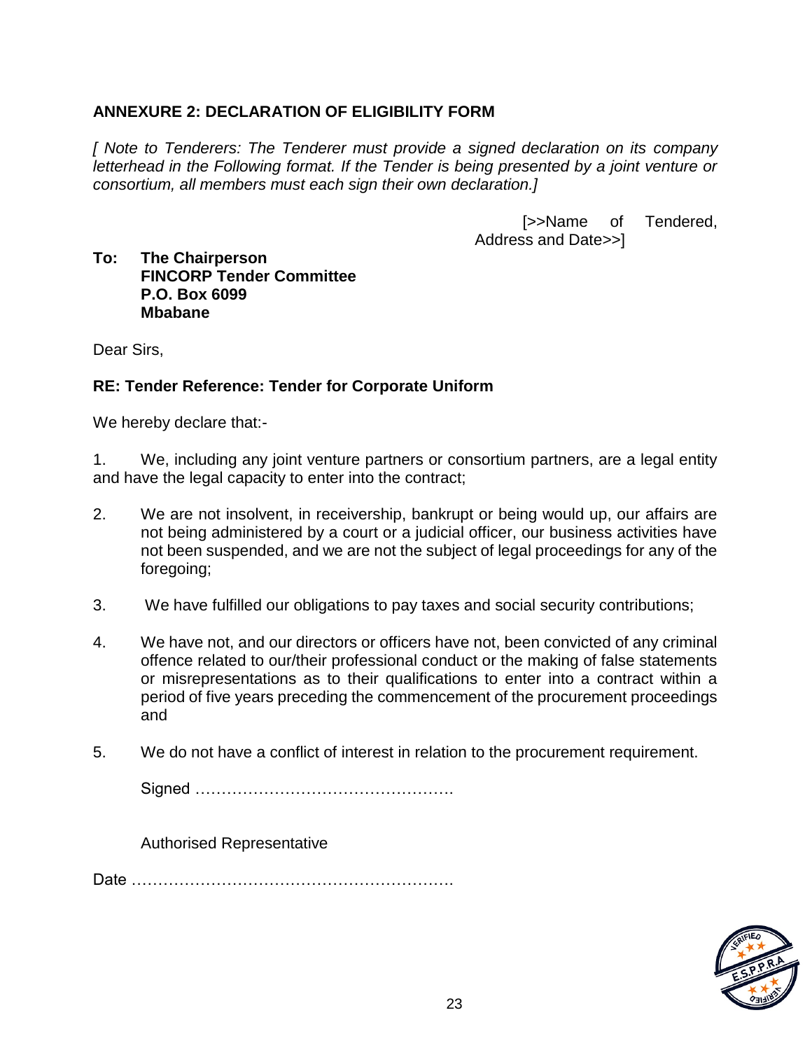**ANNEXURE 2: DECLARATION OF ELIGIBILITY FORM**

*[ Note to Tenderers: The Tenderer must provide a signed declaration on its company letterhead in the Following format. If the Tender is being presented by a joint venture or consortium, all members must each sign their own declaration.]*

[>>Name of Tendered, Address and Date>>]

**To: The Chairperson**
**FINCORP Tender Committee**
**P.O. Box 6099**
**Mbabane**

Dear Sirs,

**RE: Tender Reference: Tender for Corporate Uniform**

We hereby declare that:-

1. We, including any joint venture partners or consortium partners, are a legal entity and have the legal capacity to enter into the contract;

2. We are not insolvent, in receivership, bankrupt or being would up, our affairs are not being administered by a court or a judicial officer, our business activities have not been suspended, and we are not the subject of legal proceedings for any of the foregoing;

3. We have fulfilled our obligations to pay taxes and social security contributions;

4. We have not, and our directors or officers have not, been convicted of any criminal offence related to our/their professional conduct or the making of false statements or misrepresentations as to their qualifications to enter into a contract within a period of five years preceding the commencement of the procurement proceedings and

5. We do not have a conflict of interest in relation to the procurement requirement.

Signed ………………………………………….

Authorised Representative

Date …………………………………………………….